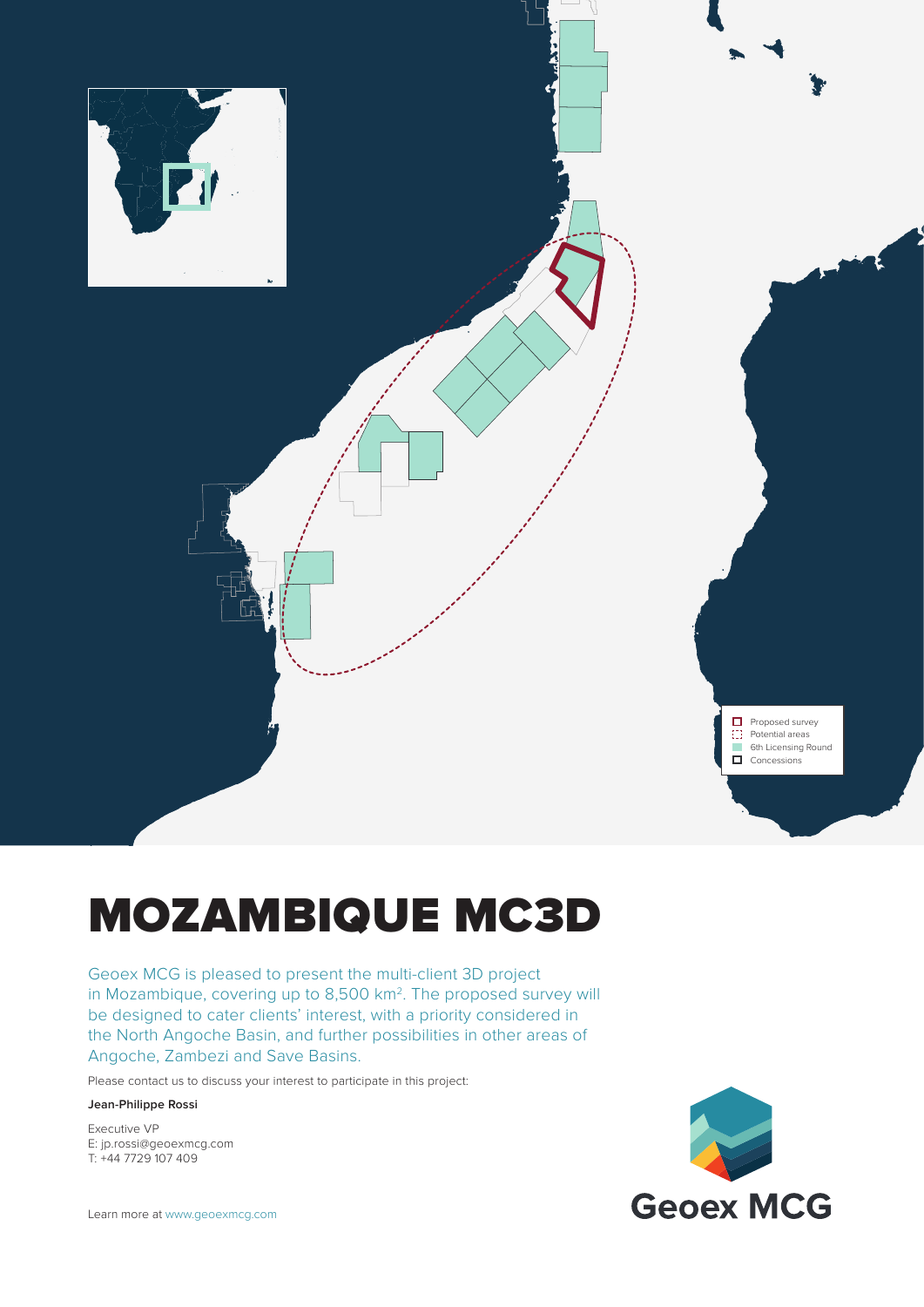Proposed survey
Potential areas
6th Licensing Round
Concessions

# MOZAMBIQUE MC3D

Geoex MCG is pleased to present the multi-client 3D project in Mozambique, covering up to 8,500 km$^2$. The proposed survey will be designed to cater clients' interest, with a priority considered in the North Angoche Basin, and further possibilities in other areas of Angoche, Zambezi and Save Basins.

Please contact us to discuss your interest to participate in this project:

**Jean-Philippe Rossi**

Executive VP
E: jp.rossi@geoexmcg.com
T: +44 7729 107 409

Learn more at www.geoexmcg.com

Geoex MCG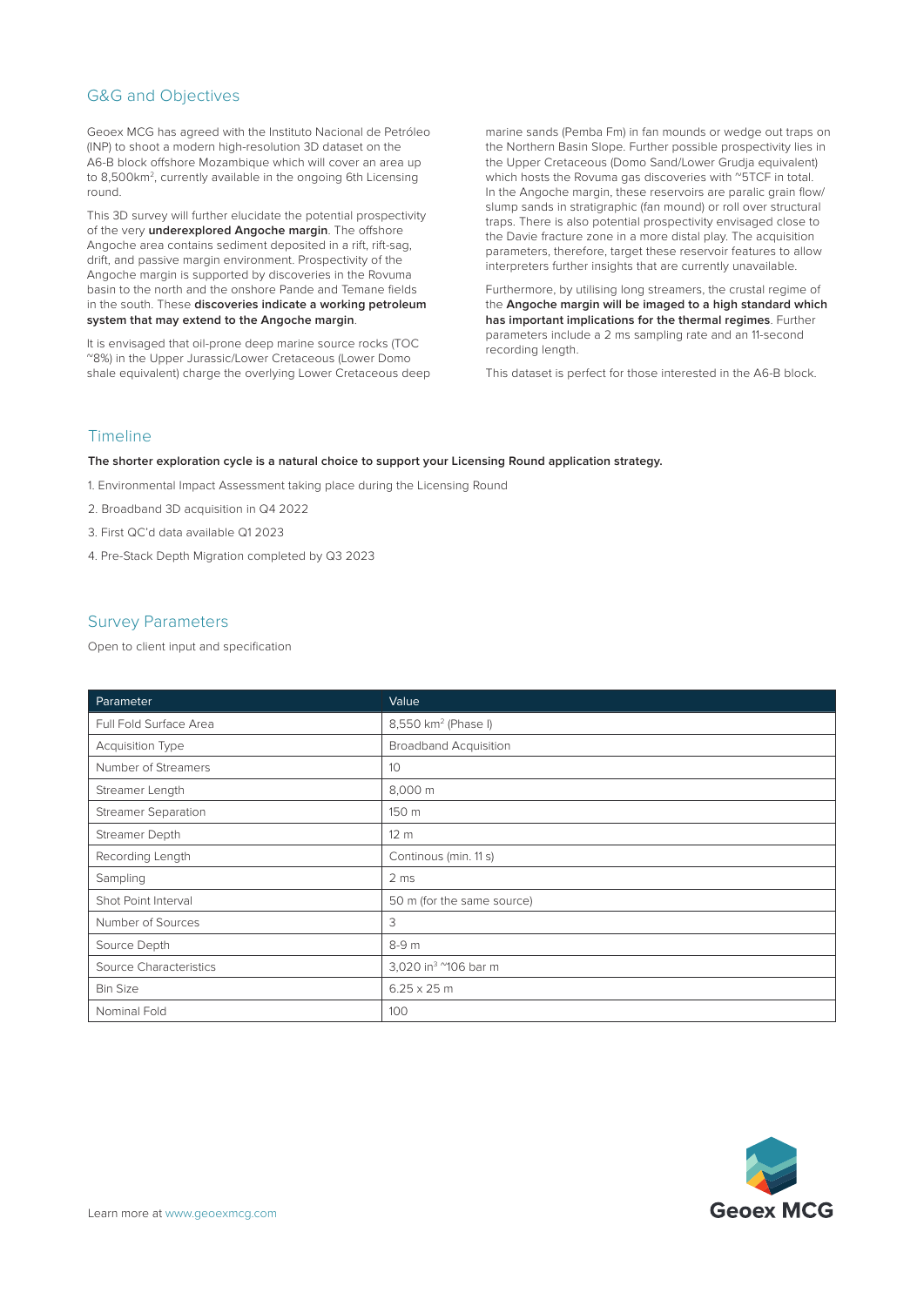## G&G and Objectives

Geoex MCG has agreed with the Instituto Nacional de Petróleo (INP) to shoot a modern high-resolution 3D dataset on the A6-B block offshore Mozambique which will cover an area up to 8,500km$^2$, currently available in the ongoing 6th Licensing round.

This 3D survey will further elucidate the potential prospectivity of the very **underexplored Angoche margin**. The offshore Angoche area contains sediment deposited in a rift, rift-sag, drift, and passive margin environment. Prospectivity of the Angoche margin is supported by discoveries in the Rovuma basin to the north and the onshore Pande and Temane fields in the south. These **discoveries indicate a working petroleum system that may extend to the Angoche margin**.

It is envisaged that oil-prone deep marine source rocks (TOC ~8%) in the Upper Jurassic/Lower Cretaceous (Lower Domo shale equivalent) charge the overlying Lower Cretaceous deep marine sands (Pemba Fm) in fan mounds or wedge out traps on the Northern Basin Slope. Further possible prospectivity lies in the Upper Cretaceous (Domo Sand/Lower Grudja equivalent) which hosts the Rovuma gas discoveries with ~5TCF in total. In the Angoche margin, these reservoirs are paralic grain flow/slump sands in stratigraphic (fan mound) or roll over structural traps. There is also potential prospectivity envisaged close to the Davie fracture zone in a more distal play. The acquisition parameters, therefore, target these reservoir features to allow interpreters further insights that are currently unavailable.

Furthermore, by utilising long streamers, the crustal regime of the **Angoche margin will be imaged to a high standard which has important implications for the thermal regimes**. Further parameters include a 2 ms sampling rate and an 11-second recording length.

This dataset is perfect for those interested in the A6-B block.

## Timeline

**The shorter exploration cycle is a natural choice to support your Licensing Round application strategy.**

1. Environmental Impact Assessment taking place during the Licensing Round
2. Broadband 3D acquisition in Q4 2022
3. First QC'd data available Q1 2023
4. Pre-Stack Depth Migration completed by Q3 2023

## Survey Parameters

Open to client input and specification

| Parameter | Value |
|---|---|
| Full Fold Surface Area | 8,550 km$^2$ (Phase I) |
| Acquisition Type | Broadband Acquisition |
| Number of Streamers | 10 |
| Streamer Length | 8,000 m |
| Streamer Separation | 150 m |
| Streamer Depth | 12 m |
| Recording Length | Continous (min. 11 s) |
| Sampling | 2 ms |
| Shot Point Interval | 50 m (for the same source) |
| Number of Sources | 3 |
| Source Depth | 8-9 m |
| Source Characteristics | 3,020 in$^3$ ~106 bar m |
| Bin Size | 6.25 x 25 m |
| Nominal Fold | 100 |

Learn more at www.geoexmcg.com

Geoex MCG